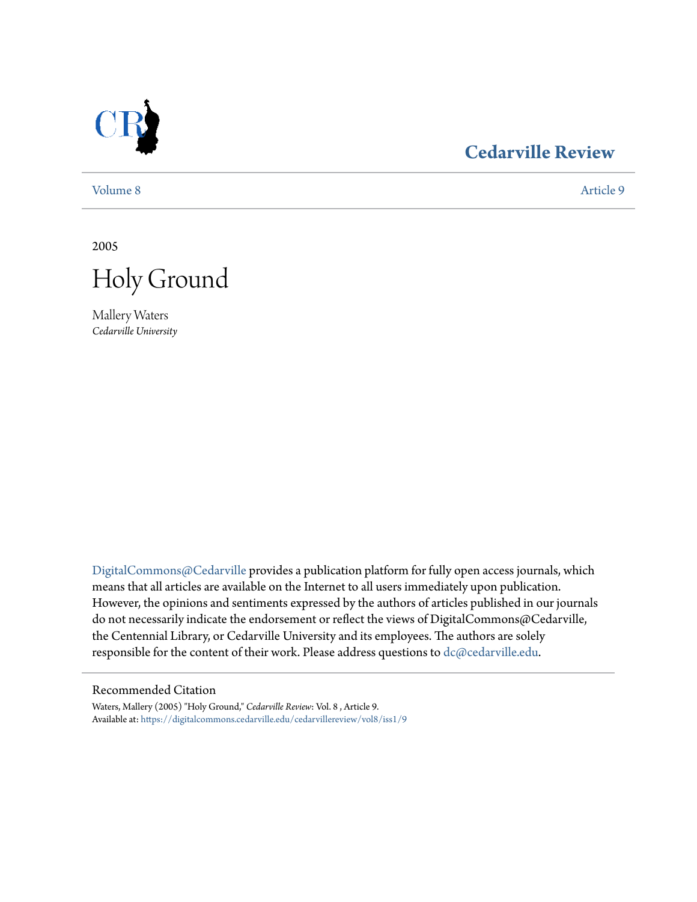# Cedarville Review

Volume 8 | Article 9

2005

# Holy Ground

Mallery Waters
*Cedarville University*

DigitalCommons@Cedarville provides a publication platform for fully open access journals, which means that all articles are available on the Internet to all users immediately upon publication. However, the opinions and sentiments expressed by the authors of articles published in our journals do not necessarily indicate the endorsement or reflect the views of DigitalCommons@Cedarville, the Centennial Library, or Cedarville University and its employees. The authors are solely responsible for the content of their work. Please address questions to dc@cedarville.edu.

## Recommended Citation

Waters, Mallery (2005) "Holy Ground," *Cedarville Review*: Vol. 8 , Article 9.
Available at: https://digitalcommons.cedarville.edu/cedarvillereview/vol8/iss1/9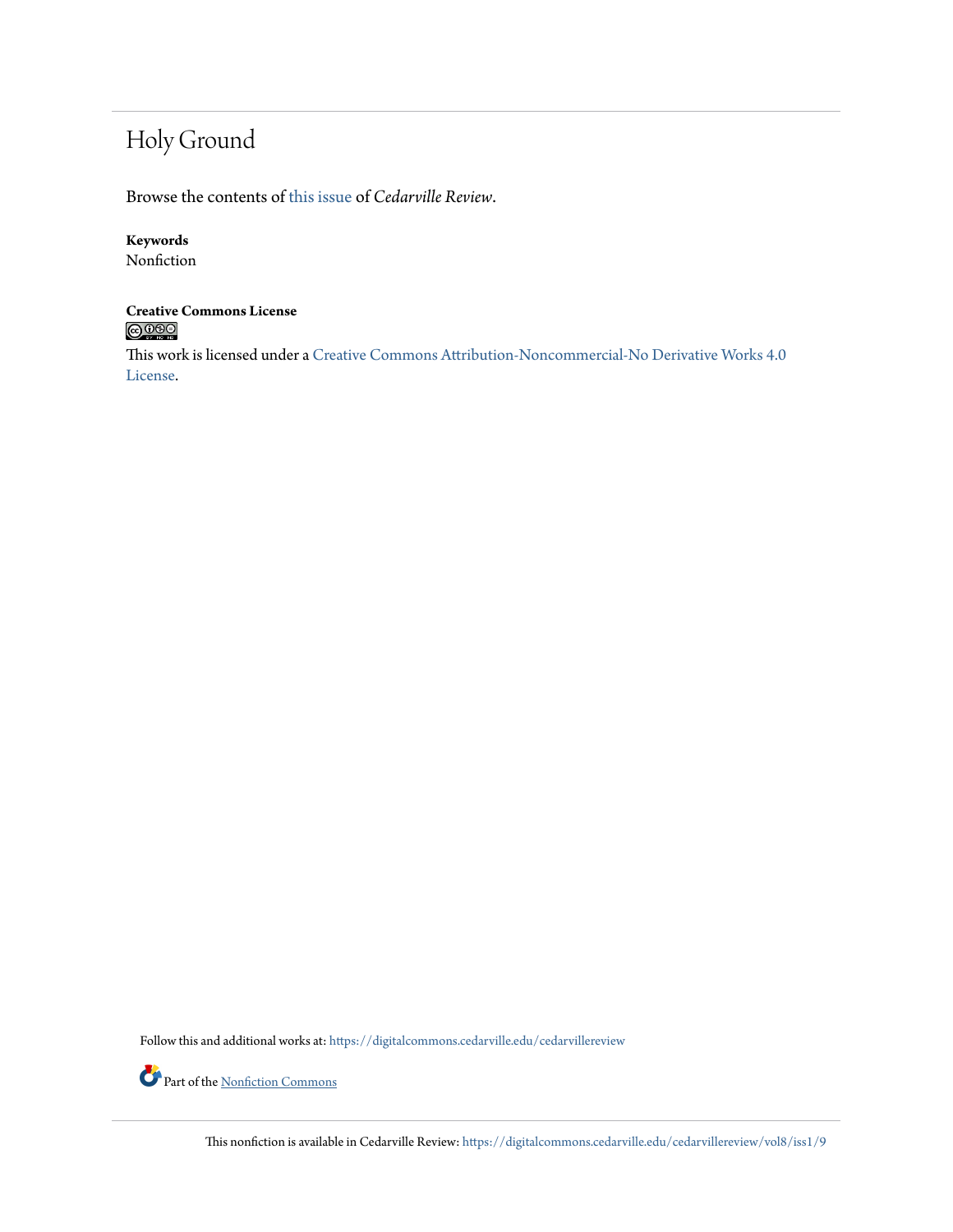# Holy Ground

Browse the contents of this issue of *Cedarville Review*.

**Keywords**
Nonfiction

**Creative Commons License**

This work is licensed under a Creative Commons Attribution-Noncommercial-No Derivative Works 4.0 License.

Follow this and additional works at: https://digitalcommons.cedarville.edu/cedarvillereview

Part of the Nonfiction Commons

This nonfiction is available in Cedarville Review: https://digitalcommons.cedarville.edu/cedarvillereview/vol8/iss1/9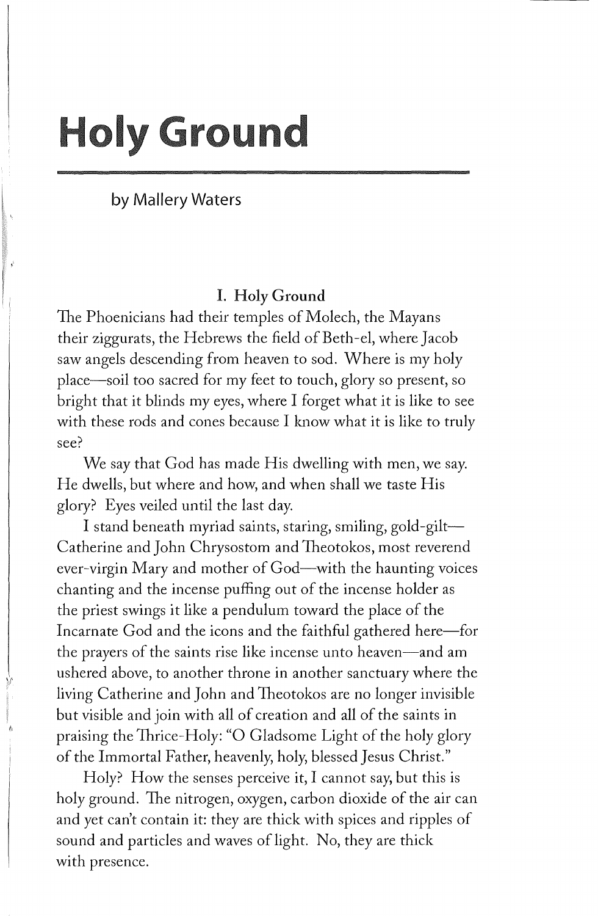# Holy Ground

by Mallery Waters

### I. Holy Ground

The Phoenicians had their temples of Molech, the Mayans their ziggurats, the Hebrews the field of Beth-el, where Jacob saw angels descending from heaven to sod. Where is my holy place—soil too sacred for my feet to touch, glory so present, so bright that it blinds my eyes, where I forget what it is like to see with these rods and cones because I know what it is like to truly see?

We say that God has made His dwelling with men, we say. He dwells, but where and how, and when shall we taste His glory? Eyes veiled until the last day.

I stand beneath myriad saints, staring, smiling, gold-gilt—Catherine and John Chrysostom and Theotokos, most reverend ever-virgin Mary and mother of God—with the haunting voices chanting and the incense puffing out of the incense holder as the priest swings it like a pendulum toward the place of the Incarnate God and the icons and the faithful gathered here—for the prayers of the saints rise like incense unto heaven—and am ushered above, to another throne in another sanctuary where the living Catherine and John and Theotokos are no longer invisible but visible and join with all of creation and all of the saints in praising the Thrice-Holy: "O Gladsome Light of the holy glory of the Immortal Father, heavenly, holy, blessed Jesus Christ."

Holy? How the senses perceive it, I cannot say, but this is holy ground. The nitrogen, oxygen, carbon dioxide of the air can and yet can't contain it: they are thick with spices and ripples of sound and particles and waves of light. No, they are thick with presence.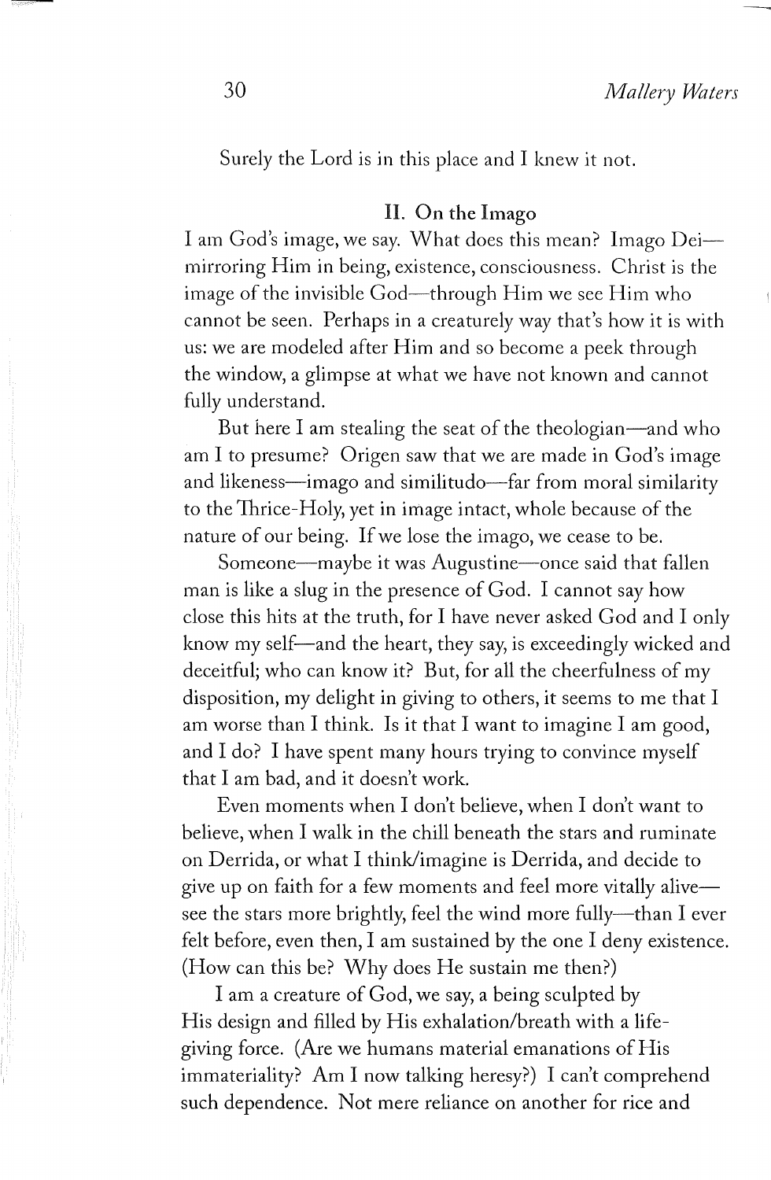Surely the Lord is in this place and I knew it not.

## II. On the Imago

I am God's image, we say. What does this mean? Imago Dei—mirroring Him in being, existence, consciousness. Christ is the image of the invisible God—through Him we see Him who cannot be seen. Perhaps in a creaturely way that's how it is with us: we are modeled after Him and so become a peek through the window, a glimpse at what we have not known and cannot fully understand.

But here I am stealing the seat of the theologian—and who am I to presume? Origen saw that we are made in God's image and likeness—imago and similitudo—far from moral similarity to the Thrice-Holy, yet in image intact, whole because of the nature of our being. If we lose the imago, we cease to be.

Someone—maybe it was Augustine—once said that fallen man is like a slug in the presence of God. I cannot say how close this hits at the truth, for I have never asked God and I only know my self—and the heart, they say, is exceedingly wicked and deceitful; who can know it? But, for all the cheerfulness of my disposition, my delight in giving to others, it seems to me that I am worse than I think. Is it that I want to imagine I am good, and I do? I have spent many hours trying to convince myself that I am bad, and it doesn't work.

Even moments when I don't believe, when I don't want to believe, when I walk in the chill beneath the stars and ruminate on Derrida, or what I think/imagine is Derrida, and decide to give up on faith for a few moments and feel more vitally alive—see the stars more brightly, feel the wind more fully—than I ever felt before, even then, I am sustained by the one I deny existence. (How can this be? Why does He sustain me then?)

I am a creature of God, we say, a being sculpted by His design and filled by His exhalation/breath with a life-giving force. (Are we humans material emanations of His immateriality? Am I now talking heresy?) I can't comprehend such dependence. Not mere reliance on another for rice and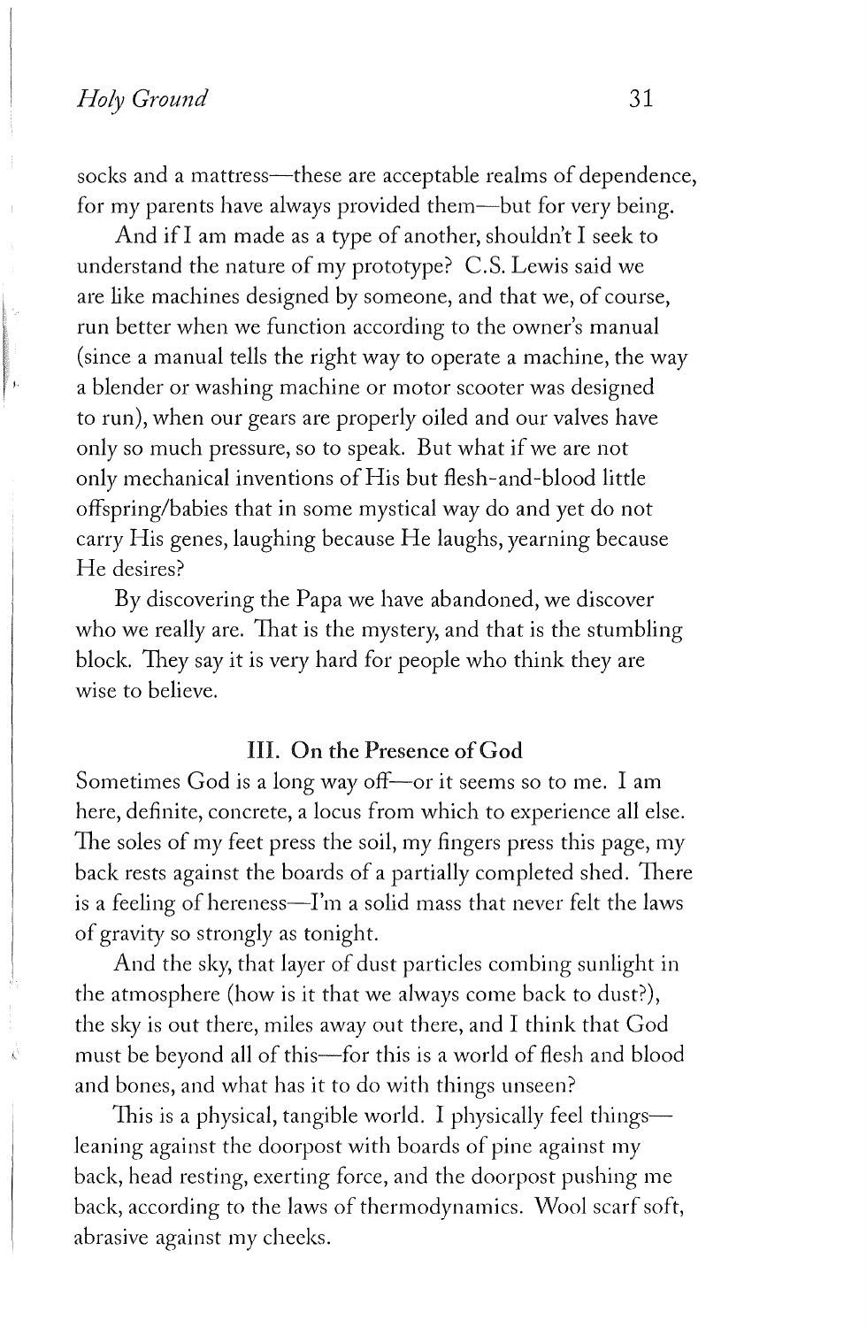socks and a mattress—these are acceptable realms of dependence, for my parents have always provided them—but for very being.

And if I am made as a type of another, shouldn't I seek to understand the nature of my prototype? C.S. Lewis said we are like machines designed by someone, and that we, of course, run better when we function according to the owner's manual (since a manual tells the right way to operate a machine, the way a blender or washing machine or motor scooter was designed to run), when our gears are properly oiled and our valves have only so much pressure, so to speak. But what if we are not only mechanical inventions of His but flesh-and-blood little offspring/babies that in some mystical way do and yet do not carry His genes, laughing because He laughs, yearning because He desires?

By discovering the Papa we have abandoned, we discover who we really are. That is the mystery, and that is the stumbling block. They say it is very hard for people who think they are wise to believe.

### III. On the Presence of God

Sometimes God is a long way off—or it seems so to me. I am here, definite, concrete, a locus from which to experience all else. The soles of my feet press the soil, my fingers press this page, my back rests against the boards of a partially completed shed. There is a feeling of hereness—I'm a solid mass that never felt the laws of gravity so strongly as tonight.

And the sky, that layer of dust particles combing sunlight in the atmosphere (how is it that we always come back to dust?), the sky is out there, miles away out there, and I think that God must be beyond all of this—for this is a world of flesh and blood and bones, and what has it to do with things unseen?

This is a physical, tangible world. I physically feel things—leaning against the doorpost with boards of pine against my back, head resting, exerting force, and the doorpost pushing me back, according to the laws of thermodynamics. Wool scarf soft, abrasive against my cheeks.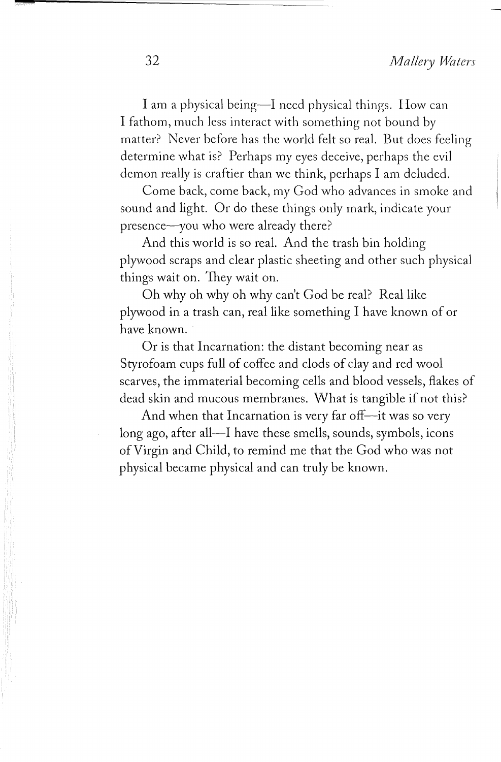I am a physical being—I need physical things. How can I fathom, much less interact with something not bound by matter? Never before has the world felt so real. But does feeling determine what is? Perhaps my eyes deceive, perhaps the evil demon really is craftier than we think, perhaps I am deluded.

Come back, come back, my God who advances in smoke and sound and light. Or do these things only mark, indicate your presence—you who were already there?

And this world is so real. And the trash bin holding plywood scraps and clear plastic sheeting and other such physical things wait on. They wait on.

Oh why oh why oh why can't God be real? Real like plywood in a trash can, real like something I have known of or have known.

Or is that Incarnation: the distant becoming near as Styrofoam cups full of coffee and clods of clay and red wool scarves, the immaterial becoming cells and blood vessels, flakes of dead skin and mucous membranes. What is tangible if not this?

And when that Incarnation is very far off—it was so very long ago, after all—I have these smells, sounds, symbols, icons of Virgin and Child, to remind me that the God who was not physical became physical and can truly be known.